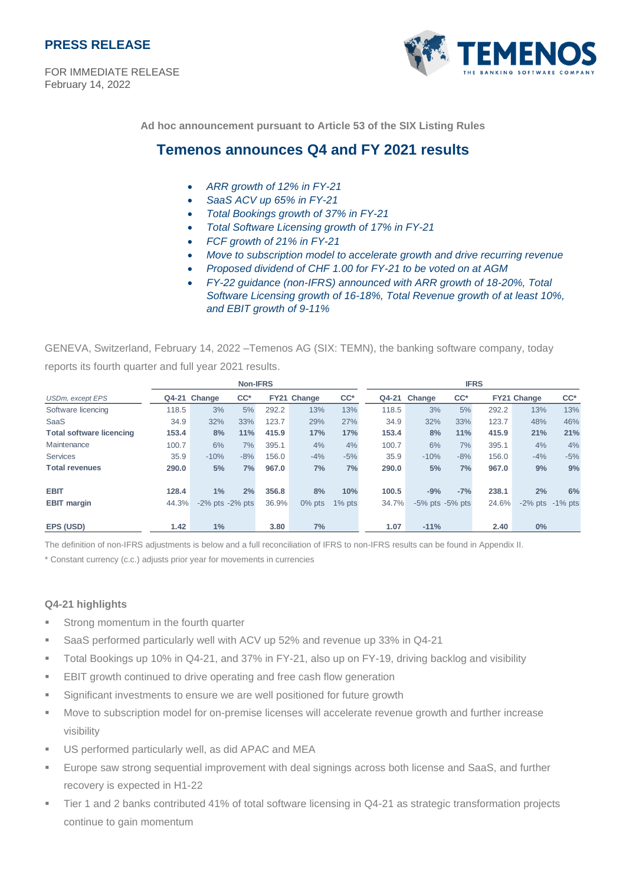**PRESS RELEASE**

FOR IMMEDIATE RELEASE
February 14, 2022

**Ad hoc announcement pursuant to Article 53 of the SIX Listing Rules**

## Temenos announces Q4 and FY 2021 results

- *ARR growth of 12% in FY-21*
- *SaaS ACV up 65% in FY-21*
- *Total Bookings growth of 37% in FY-21*
- *Total Software Licensing growth of 17% in FY-21*
- *FCF growth of 21% in FY-21*
- *Move to subscription model to accelerate growth and drive recurring revenue*
- *Proposed dividend of CHF 1.00 for FY-21 to be voted on at AGM*
- *FY-22 guidance (non-IFRS) announced with ARR growth of 18-20%, Total Software Licensing growth of 16-18%, Total Revenue growth of at least 10%, and EBIT growth of 9-11%*

GENEVA, Switzerland, February 14, 2022 –Temenos AG (SIX: TEMN), the banking software company, today reports its fourth quarter and full year 2021 results.

| | Non-IFRS | | | | | | IFRS | | | | | |
|---|---|---|---|---|---|---|---|---|---|---|---|---|
| *USDm, except EPS* | Q4-21 | Change | CC* | FY21 | Change | CC* | Q4-21 | Change | CC* | FY21 | Change | CC* |
| Software licencing | 118.5 | 3% | 5% | 292.2 | 13% | 13% | 118.5 | 3% | 5% | 292.2 | 13% | 13% |
| SaaS | 34.9 | 32% | 33% | 123.7 | 29% | 27% | 34.9 | 32% | 33% | 123.7 | 48% | 46% |
| **Total software licencing** | **153.4** | **8%** | **11%** | **415.9** | **17%** | **17%** | **153.4** | **8%** | **11%** | **415.9** | **21%** | **21%** |
| Maintenance | 100.7 | 6% | 7% | 395.1 | 4% | 4% | 100.7 | 6% | 7% | 395.1 | 4% | 4% |
| Services | 35.9 | -10% | -8% | 156.0 | -4% | -5% | 35.9 | -10% | -8% | 156.0 | -4% | -5% |
| **Total revenues** | **290.0** | **5%** | **7%** | **967.0** | **7%** | **7%** | **290.0** | **5%** | **7%** | **967.0** | **9%** | **9%** |
| | | | | | | | | | | | | |
| **EBIT** | **128.4** | **1%** | **2%** | **356.8** | **8%** | **10%** | **100.5** | **-9%** | **-7%** | **238.1** | **2%** | **6%** |
| **EBIT margin** | 44.3% | -2% pts | -2% pts | 36.9% | 0% pts | 1% pts | 34.7% | -5% pts | -5% pts | 24.6% | -2% pts | -1% pts |
| | | | | | | | | | | | | |
| **EPS (USD)** | **1.42** | **1%** | | **3.80** | **7%** | | **1.07** | **-11%** | | **2.40** | **0%** | |

The definition of non-IFRS adjustments is below and a full reconciliation of IFRS to non-IFRS results can be found in Appendix II.

\* Constant currency (c.c.) adjusts prior year for movements in currencies

### Q4-21 highlights

- Strong momentum in the fourth quarter
- SaaS performed particularly well with ACV up 52% and revenue up 33% in Q4-21
- Total Bookings up 10% in Q4-21, and 37% in FY-21, also up on FY-19, driving backlog and visibility
- EBIT growth continued to drive operating and free cash flow generation
- Significant investments to ensure we are well positioned for future growth
- Move to subscription model for on-premise licenses will accelerate revenue growth and further increase visibility
- US performed particularly well, as did APAC and MEA
- Europe saw strong sequential improvement with deal signings across both license and SaaS, and further recovery is expected in H1-22
- Tier 1 and 2 banks contributed 41% of total software licensing in Q4-21 as strategic transformation projects continue to gain momentum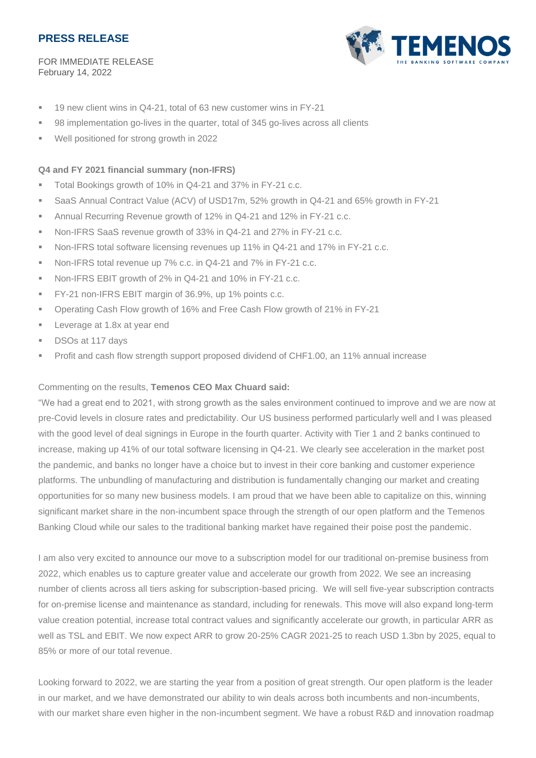**PRESS RELEASE**

FOR IMMEDIATE RELEASE
February 14, 2022

- 19 new client wins in Q4-21, total of 63 new customer wins in FY-21
- 98 implementation go-lives in the quarter, total of 345 go-lives across all clients
- Well positioned for strong growth in 2022

**Q4 and FY 2021 financial summary (non-IFRS)**

- Total Bookings growth of 10% in Q4-21 and 37% in FY-21 c.c.
- SaaS Annual Contract Value (ACV) of USD17m, 52% growth in Q4-21 and 65% growth in FY-21
- Annual Recurring Revenue growth of 12% in Q4-21 and 12% in FY-21 c.c.
- Non-IFRS SaaS revenue growth of 33% in Q4-21 and 27% in FY-21 c.c.
- Non-IFRS total software licensing revenues up 11% in Q4-21 and 17% in FY-21 c.c.
- Non-IFRS total revenue up 7% c.c. in Q4-21 and 7% in FY-21 c.c.
- Non-IFRS EBIT growth of 2% in Q4-21 and 10% in FY-21 c.c.
- FY-21 non-IFRS EBIT margin of 36.9%, up 1% points c.c.
- Operating Cash Flow growth of 16% and Free Cash Flow growth of 21% in FY-21
- Leverage at 1.8x at year end
- DSOs at 117 days
- Profit and cash flow strength support proposed dividend of CHF1.00, an 11% annual increase

Commenting on the results, **Temenos CEO Max Chuard said:**

"We had a great end to 2021, with strong growth as the sales environment continued to improve and we are now at pre-Covid levels in closure rates and predictability. Our US business performed particularly well and I was pleased with the good level of deal signings in Europe in the fourth quarter. Activity with Tier 1 and 2 banks continued to increase, making up 41% of our total software licensing in Q4-21. We clearly see acceleration in the market post the pandemic, and banks no longer have a choice but to invest in their core banking and customer experience platforms. The unbundling of manufacturing and distribution is fundamentally changing our market and creating opportunities for so many new business models. I am proud that we have been able to capitalize on this, winning significant market share in the non-incumbent space through the strength of our open platform and the Temenos Banking Cloud while our sales to the traditional banking market have regained their poise post the pandemic.

I am also very excited to announce our move to a subscription model for our traditional on-premise business from 2022, which enables us to capture greater value and accelerate our growth from 2022. We see an increasing number of clients across all tiers asking for subscription-based pricing. We will sell five-year subscription contracts for on-premise license and maintenance as standard, including for renewals. This move will also expand long-term value creation potential, increase total contract values and significantly accelerate our growth, in particular ARR as well as TSL and EBIT. We now expect ARR to grow 20-25% CAGR 2021-25 to reach USD 1.3bn by 2025, equal to 85% or more of our total revenue.

Looking forward to 2022, we are starting the year from a position of great strength. Our open platform is the leader in our market, and we have demonstrated our ability to win deals across both incumbents and non-incumbents, with our market share even higher in the non-incumbent segment. We have a robust R&D and innovation roadmap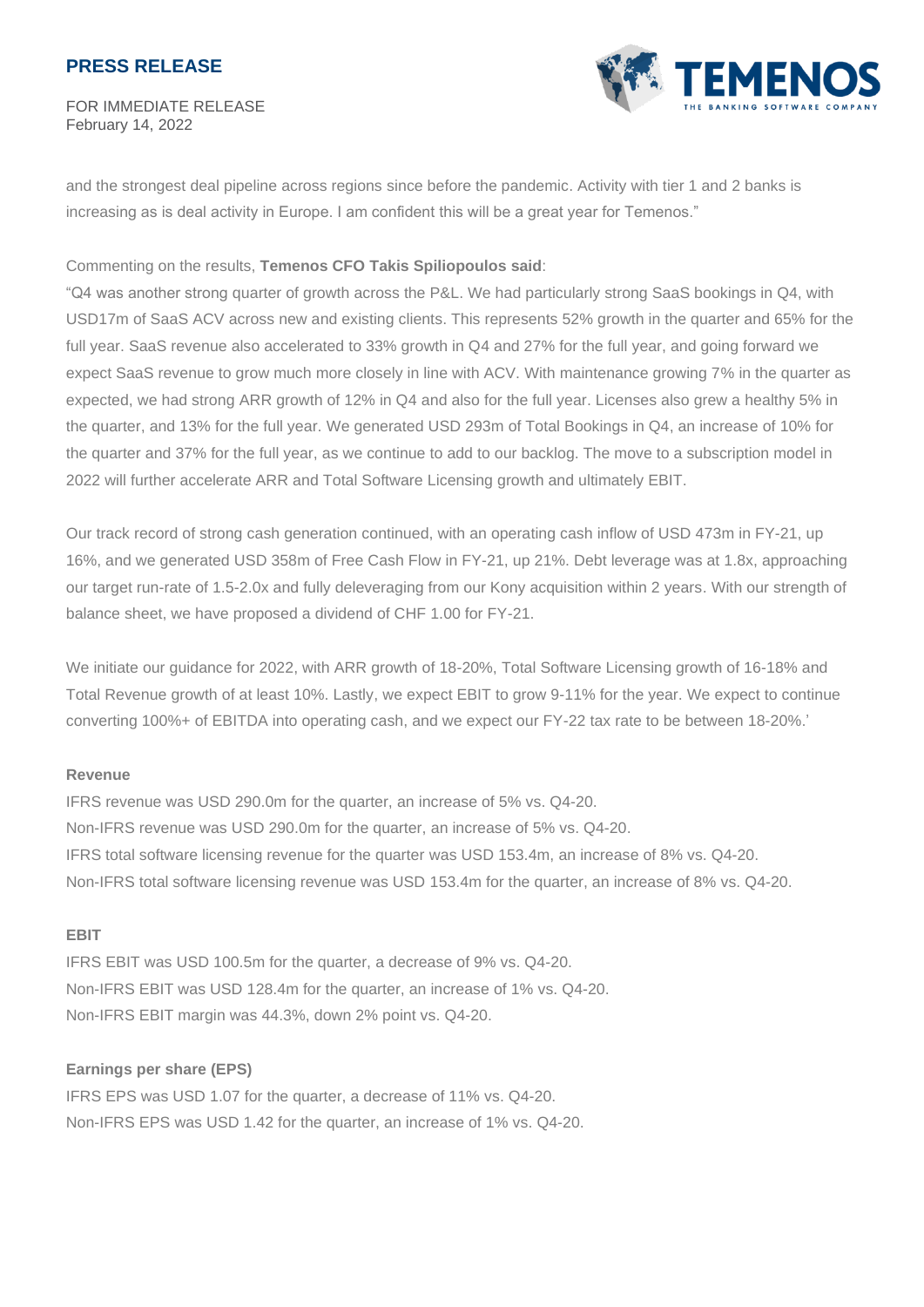and the strongest deal pipeline across regions since before the pandemic. Activity with tier 1 and 2 banks is increasing as is deal activity in Europe. I am confident this will be a great year for Temenos."

Commenting on the results, **Temenos CFO Takis Spiliopoulos said**:

"Q4 was another strong quarter of growth across the P&L. We had particularly strong SaaS bookings in Q4, with USD17m of SaaS ACV across new and existing clients. This represents 52% growth in the quarter and 65% for the full year. SaaS revenue also accelerated to 33% growth in Q4 and 27% for the full year, and going forward we expect SaaS revenue to grow much more closely in line with ACV. With maintenance growing 7% in the quarter as expected, we had strong ARR growth of 12% in Q4 and also for the full year. Licenses also grew a healthy 5% in the quarter, and 13% for the full year. We generated USD 293m of Total Bookings in Q4, an increase of 10% for the quarter and 37% for the full year, as we continue to add to our backlog. The move to a subscription model in 2022 will further accelerate ARR and Total Software Licensing growth and ultimately EBIT.

Our track record of strong cash generation continued, with an operating cash inflow of USD 473m in FY-21, up 16%, and we generated USD 358m of Free Cash Flow in FY-21, up 21%. Debt leverage was at 1.8x, approaching our target run-rate of 1.5-2.0x and fully deleveraging from our Kony acquisition within 2 years. With our strength of balance sheet, we have proposed a dividend of CHF 1.00 for FY-21.

We initiate our guidance for 2022, with ARR growth of 18-20%, Total Software Licensing growth of 16-18% and Total Revenue growth of at least 10%. Lastly, we expect EBIT to grow 9-11% for the year. We expect to continue converting 100%+ of EBITDA into operating cash, and we expect our FY-22 tax rate to be between 18-20%.'

**Revenue**

IFRS revenue was USD 290.0m for the quarter, an increase of 5% vs. Q4-20.
Non-IFRS revenue was USD 290.0m for the quarter, an increase of 5% vs. Q4-20.
IFRS total software licensing revenue for the quarter was USD 153.4m, an increase of 8% vs. Q4-20.
Non-IFRS total software licensing revenue was USD 153.4m for the quarter, an increase of 8% vs. Q4-20.

**EBIT**

IFRS EBIT was USD 100.5m for the quarter, a decrease of 9% vs. Q4-20.
Non-IFRS EBIT was USD 128.4m for the quarter, an increase of 1% vs. Q4-20.
Non-IFRS EBIT margin was 44.3%, down 2% point vs. Q4-20.

**Earnings per share (EPS)**

IFRS EPS was USD 1.07 for the quarter, a decrease of 11% vs. Q4-20.
Non-IFRS EPS was USD 1.42 for the quarter, an increase of 1% vs. Q4-20.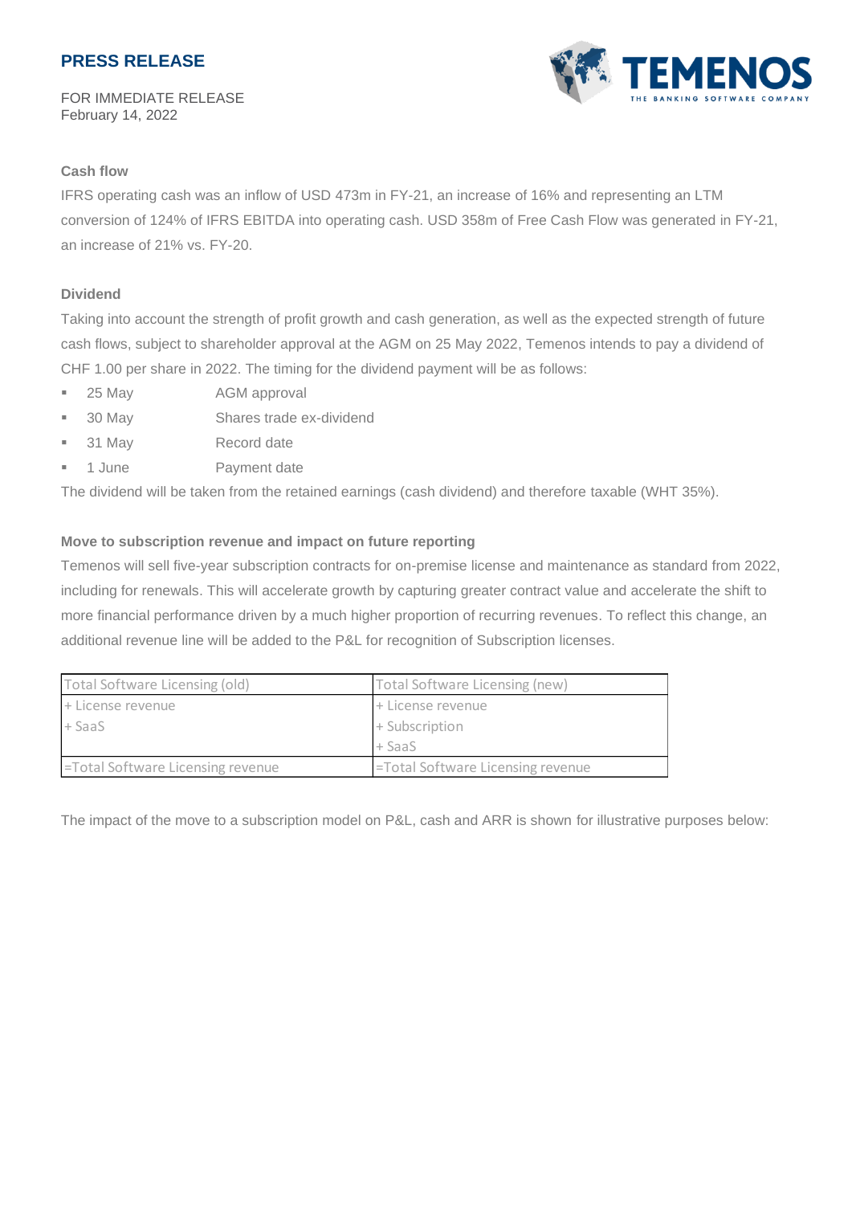**PRESS RELEASE**

FOR IMMEDIATE RELEASE
February 14, 2022

#### Cash flow

IFRS operating cash was an inflow of USD 473m in FY-21, an increase of 16% and representing an LTM conversion of 124% of IFRS EBITDA into operating cash. USD 358m of Free Cash Flow was generated in FY-21, an increase of 21% vs. FY-20.

#### Dividend

Taking into account the strength of profit growth and cash generation, as well as the expected strength of future cash flows, subject to shareholder approval at the AGM on 25 May 2022, Temenos intends to pay a dividend of CHF 1.00 per share in 2022. The timing for the dividend payment will be as follows:

- 25 May AGM approval
- 30 May Shares trade ex-dividend
- 31 May Record date
- 1 June Payment date

The dividend will be taken from the retained earnings (cash dividend) and therefore taxable (WHT 35%).

#### Move to subscription revenue and impact on future reporting

Temenos will sell five-year subscription contracts for on-premise license and maintenance as standard from 2022, including for renewals. This will accelerate growth by capturing greater contract value and accelerate the shift to more financial performance driven by a much higher proportion of recurring revenues. To reflect this change, an additional revenue line will be added to the P&L for recognition of Subscription licenses.

| Total Software Licensing (old) | Total Software Licensing (new) |
|---|---|
| + License revenue<br>+ SaaS | + License revenue<br>+ Subscription<br>+ SaaS |
| =Total Software Licensing revenue | =Total Software Licensing revenue |

The impact of the move to a subscription model on P&L, cash and ARR is shown for illustrative purposes below: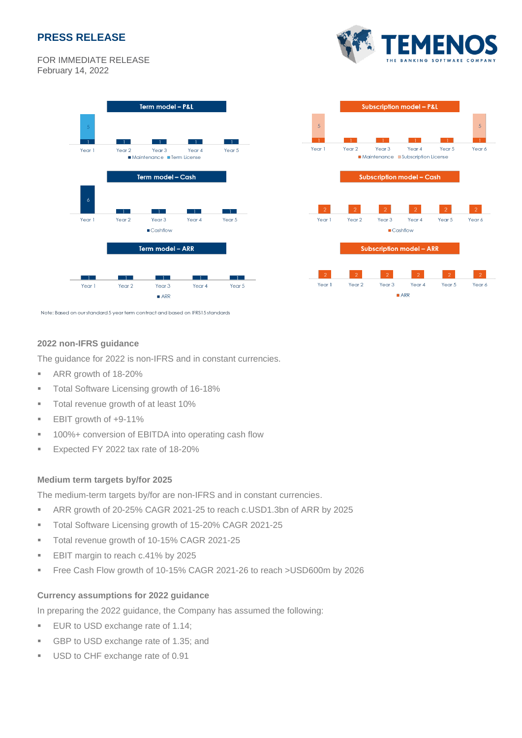# PRESS RELEASE

FOR IMMEDIATE RELEASE
February 14, 2022

**Term model – P&L**

| | Year 1 | Year 2 | Year 3 | Year 4 | Year 5 |
|---|---|---|---|---|---|
| Maintenance | 1 | 1 | 1 | 1 | 1 |
| Term License | 5 | | | | |

**Subscription model – P&L**

| | Year 1 | Year 2 | Year 3 | Year 4 | Year 5 | Year 6 |
|---|---|---|---|---|---|---|
| Maintenance | 1 | 1 | 1 | 1 | 1 | 1 |
| Subscription License | 5 | | | | | 5 |

**Term model – Cash**

| | Year 1 | Year 2 | Year 3 | Year 4 | Year 5 |
|---|---|---|---|---|---|
| Cashflow | 6 | 1 | 1 | 1 | 1 |

**Subscription model – Cash**

| | Year 1 | Year 2 | Year 3 | Year 4 | Year 5 | Year 6 |
|---|---|---|---|---|---|---|
| Cashflow | 2 | 2 | 2 | 2 | 2 | 2 |

**Term model – ARR**

| | Year 1 | Year 2 | Year 3 | Year 4 | Year 5 |
|---|---|---|---|---|---|
| ARR | 1 | 1 | 1 | 1 | 1 |

**Subscription model – ARR**

| | Year 1 | Year 2 | Year 3 | Year 4 | Year 5 | Year 6 |
|---|---|---|---|---|---|---|
| ARR | 2 | 2 | 2 | 2 | 2 | 2 |

Note: Based on our standard 5 year term contract and based on IFRS15 standards

### 2022 non-IFRS guidance

The guidance for 2022 is non-IFRS and in constant currencies.

- ARR growth of 18-20%
- Total Software Licensing growth of 16-18%
- Total revenue growth of at least 10%
- EBIT growth of +9-11%
- 100%+ conversion of EBITDA into operating cash flow
- Expected FY 2022 tax rate of 18-20%

### Medium term targets by/for 2025

The medium-term targets by/for are non-IFRS and in constant currencies.

- ARR growth of 20-25% CAGR 2021-25 to reach c.USD1.3bn of ARR by 2025
- Total Software Licensing growth of 15-20% CAGR 2021-25
- Total revenue growth of 10-15% CAGR 2021-25
- EBIT margin to reach c.41% by 2025
- Free Cash Flow growth of 10-15% CAGR 2021-26 to reach >USD600m by 2026

### Currency assumptions for 2022 guidance

In preparing the 2022 guidance, the Company has assumed the following:

- EUR to USD exchange rate of 1.14;
- GBP to USD exchange rate of 1.35; and
- USD to CHF exchange rate of 0.91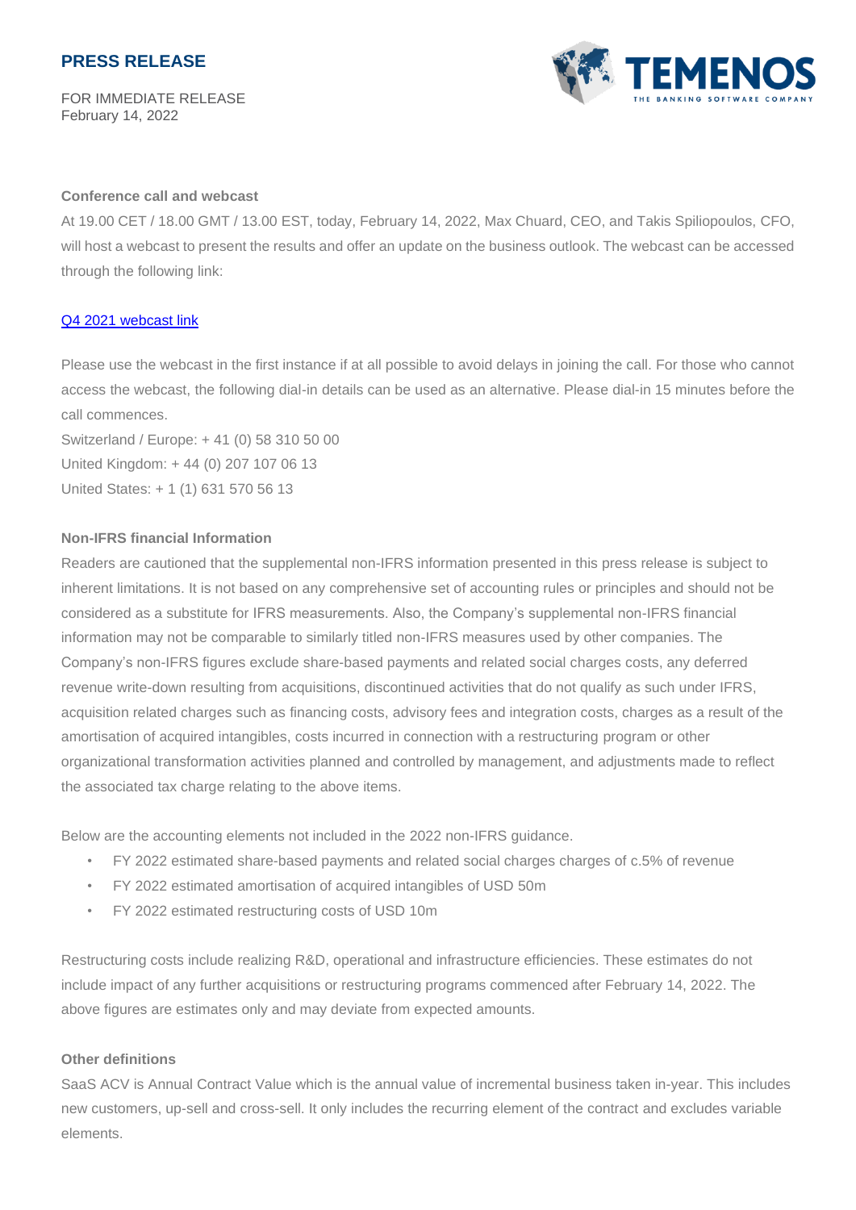## PRESS RELEASE

FOR IMMEDIATE RELEASE
February 14, 2022

**Conference call and webcast**

At 19.00 CET / 18.00 GMT / 13.00 EST, today, February 14, 2022, Max Chuard, CEO, and Takis Spiliopoulos, CFO, will host a webcast to present the results and offer an update on the business outlook. The webcast can be accessed through the following link:

Q4 2021 webcast link

Please use the webcast in the first instance if at all possible to avoid delays in joining the call. For those who cannot access the webcast, the following dial-in details can be used as an alternative. Please dial-in 15 minutes before the call commences.

Switzerland / Europe: + 41 (0) 58 310 50 00
United Kingdom: + 44 (0) 207 107 06 13
United States: + 1 (1) 631 570 56 13

**Non-IFRS financial Information**

Readers are cautioned that the supplemental non-IFRS information presented in this press release is subject to inherent limitations. It is not based on any comprehensive set of accounting rules or principles and should not be considered as a substitute for IFRS measurements. Also, the Company's supplemental non-IFRS financial information may not be comparable to similarly titled non-IFRS measures used by other companies. The Company's non-IFRS figures exclude share-based payments and related social charges costs, any deferred revenue write-down resulting from acquisitions, discontinued activities that do not qualify as such under IFRS, acquisition related charges such as financing costs, advisory fees and integration costs, charges as a result of the amortisation of acquired intangibles, costs incurred in connection with a restructuring program or other organizational transformation activities planned and controlled by management, and adjustments made to reflect the associated tax charge relating to the above items.

Below are the accounting elements not included in the 2022 non-IFRS guidance.

- FY 2022 estimated share-based payments and related social charges charges of c.5% of revenue
- FY 2022 estimated amortisation of acquired intangibles of USD 50m
- FY 2022 estimated restructuring costs of USD 10m

Restructuring costs include realizing R&D, operational and infrastructure efficiencies. These estimates do not include impact of any further acquisitions or restructuring programs commenced after February 14, 2022. The above figures are estimates only and may deviate from expected amounts.

**Other definitions**

SaaS ACV is Annual Contract Value which is the annual value of incremental business taken in-year. This includes new customers, up-sell and cross-sell. It only includes the recurring element of the contract and excludes variable elements.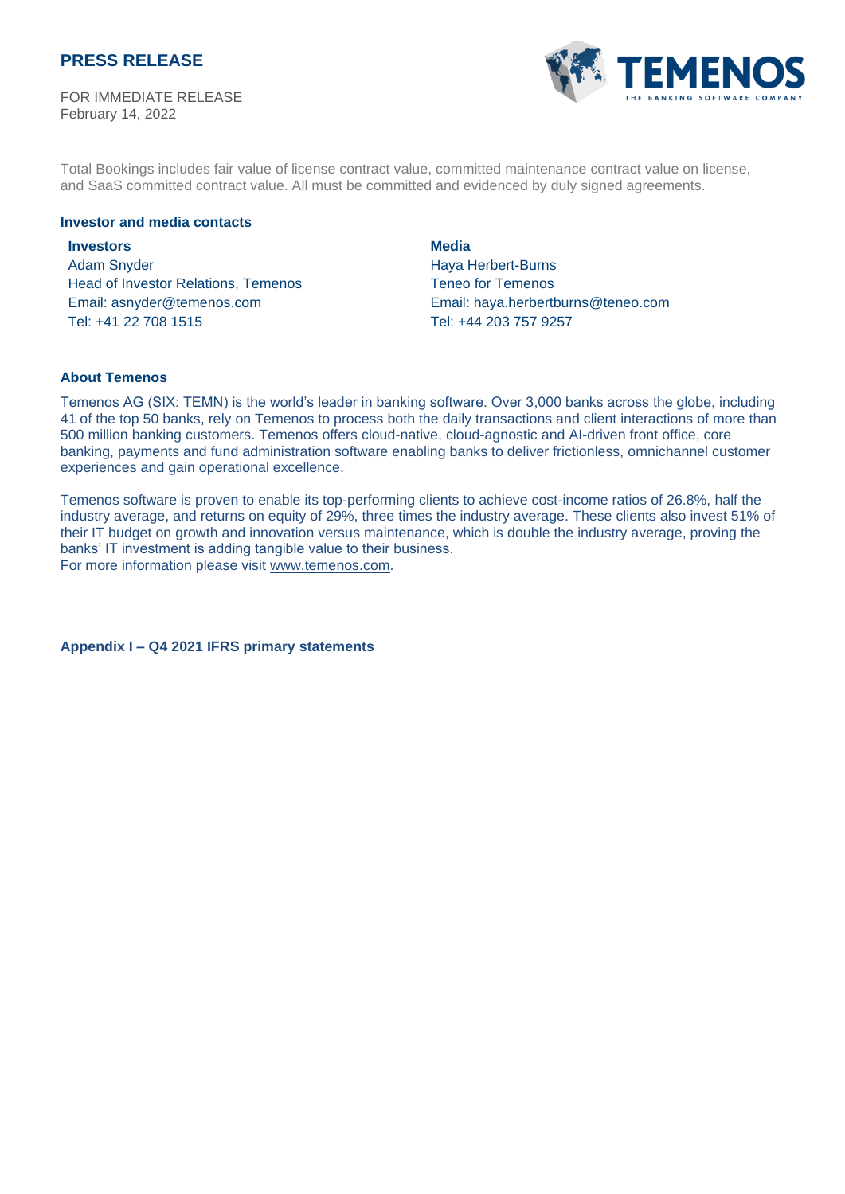Total Bookings includes fair value of license contract value, committed maintenance contract value on license, and SaaS committed contract value. All must be committed and evidenced by duly signed agreements.

**Investor and media contacts**

**Investors**
Adam Snyder
Head of Investor Relations, Temenos
Email: asnyder@temenos.com
Tel: +41 22 708 1515

**Media**
Haya Herbert-Burns
Teneo for Temenos
Email: haya.herbertburns@teneo.com
Tel: +44 203 757 9257

**About Temenos**

Temenos AG (SIX: TEMN) is the world's leader in banking software. Over 3,000 banks across the globe, including 41 of the top 50 banks, rely on Temenos to process both the daily transactions and client interactions of more than 500 million banking customers. Temenos offers cloud-native, cloud-agnostic and AI-driven front office, core banking, payments and fund administration software enabling banks to deliver frictionless, omnichannel customer experiences and gain operational excellence.

Temenos software is proven to enable its top-performing clients to achieve cost-income ratios of 26.8%, half the industry average, and returns on equity of 29%, three times the industry average. These clients also invest 51% of their IT budget on growth and innovation versus maintenance, which is double the industry average, proving the banks' IT investment is adding tangible value to their business.
For more information please visit www.temenos.com.

**Appendix I – Q4 2021 IFRS primary statements**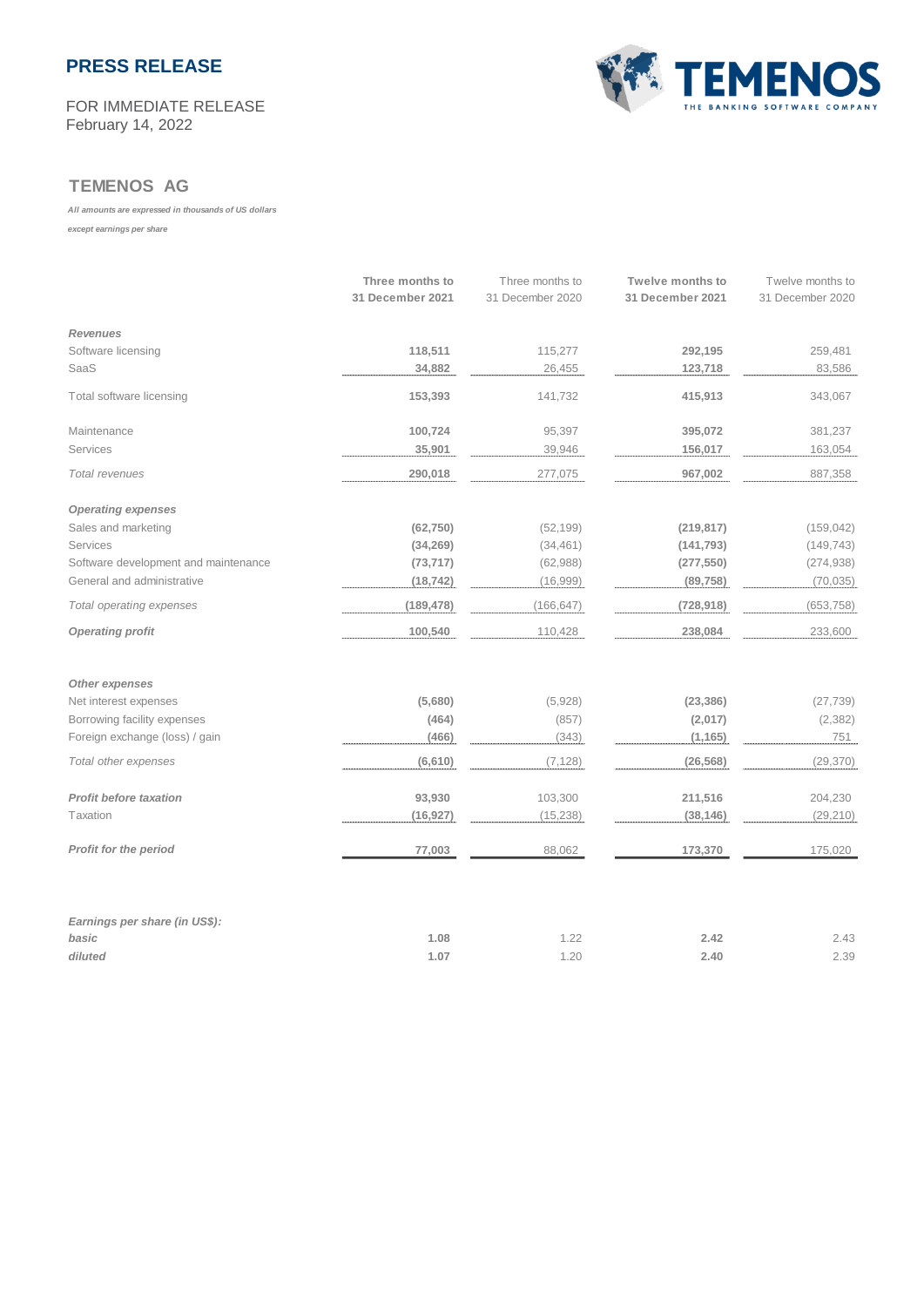**PRESS RELEASE**

FOR IMMEDIATE RELEASE
February 14, 2022

## TEMENOS AG

*All amounts are expressed in thousands of US dollars*

*except earnings per share*

| | **Three months to 31 December 2021** | Three months to 31 December 2020 | **Twelve months to 31 December 2021** | Twelve months to 31 December 2020 |
|---|---|---|---|---|
| ***Revenues*** | | | | |
| Software licensing | **118,511** | 115,277 | **292,195** | 259,481 |
| SaaS | **34,882** | 26,455 | **123,718** | 83,586 |
| Total software licensing | **153,393** | 141,732 | **415,913** | 343,067 |
| | | | | |
| Maintenance | **100,724** | 95,397 | **395,072** | 381,237 |
| Services | **35,901** | 39,946 | **156,017** | 163,054 |
| *Total revenues* | **290,018** | 277,075 | **967,002** | 887,358 |
| | | | | |
| ***Operating expenses*** | | | | |
| Sales and marketing | **(62,750)** | (52,199) | **(219,817)** | (159,042) |
| Services | **(34,269)** | (34,461) | **(141,793)** | (149,743) |
| Software development and maintenance | **(73,717)** | (62,988) | **(277,550)** | (274,938) |
| General and administrative | **(18,742)** | (16,999) | **(89,758)** | (70,035) |
| *Total operating expenses* | **(189,478)** | (166,647) | **(728,918)** | (653,758) |
| ***Operating profit*** | **100,540** | 110,428 | **238,084** | 233,600 |
| | | | | |
| ***Other expenses*** | | | | |
| Net interest expenses | **(5,680)** | (5,928) | **(23,386)** | (27,739) |
| Borrowing facility expenses | **(464)** | (857) | **(2,017)** | (2,382) |
| Foreign exchange (loss) / gain | **(466)** | (343) | **(1,165)** | 751 |
| *Total other expenses* | **(6,610)** | (7,128) | **(26,568)** | (29,370) |
| | | | | |
| ***Profit before taxation*** | **93,930** | 103,300 | **211,516** | 204,230 |
| Taxation | **(16,927)** | (15,238) | **(38,146)** | (29,210) |
| | | | | |
| ***Profit for the period*** | **77,003** | 88,062 | **173,370** | 175,020 |
| | | | | |
| ***Earnings per share (in US$):*** | | | | |
| ***basic*** | **1.08** | 1.22 | **2.42** | 2.43 |
| ***diluted*** | **1.07** | 1.20 | **2.40** | 2.39 |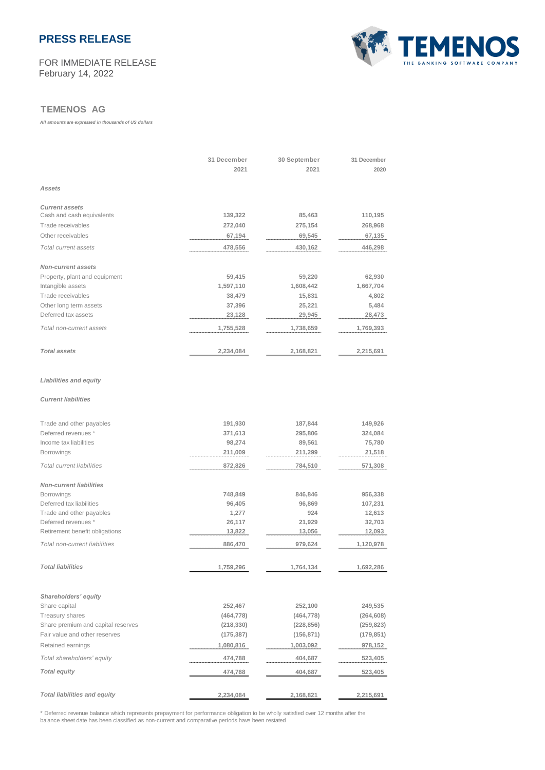# PRESS RELEASE

FOR IMMEDIATE RELEASE
February 14, 2022

## TEMENOS AG

*All amounts are expressed in thousands of US dollars*

| | 31 December 2021 | 30 September 2021 | 31 December 2020 |
|---|---|---|---|
| ***Assets*** | | | |
| ***Current assets*** | | | |
| Cash and cash equivalents | 139,322 | 85,463 | 110,195 |
| Trade receivables | 272,040 | 275,154 | 268,968 |
| Other receivables | 67,194 | 69,545 | 67,135 |
| *Total current assets* | 478,556 | 430,162 | 446,298 |
| ***Non-current assets*** | | | |
| Property, plant and equipment | 59,415 | 59,220 | 62,930 |
| Intangible assets | 1,597,110 | 1,608,442 | 1,667,704 |
| Trade receivables | 38,479 | 15,831 | 4,802 |
| Other long term assets | 37,396 | 25,221 | 5,484 |
| Deferred tax assets | 23,128 | 29,945 | 28,473 |
| *Total non-current assets* | 1,755,528 | 1,738,659 | 1,769,393 |
| ***Total assets*** | 2,234,084 | 2,168,821 | 2,215,691 |
| ***Liabilities and equity*** | | | |
| ***Current liabilities*** | | | |
| Trade and other payables | 191,930 | 187,844 | 149,926 |
| Deferred revenues * | 371,613 | 295,806 | 324,084 |
| Income tax liabilities | 98,274 | 89,561 | 75,780 |
| Borrowings | 211,009 | 211,299 | 21,518 |
| *Total current liabilities* | 872,826 | 784,510 | 571,308 |
| ***Non-current liabilities*** | | | |
| Borrowings | 748,849 | 846,846 | 956,338 |
| Deferred tax liabilities | 96,405 | 96,869 | 107,231 |
| Trade and other payables | 1,277 | 924 | 12,613 |
| Deferred revenues * | 26,117 | 21,929 | 32,703 |
| Retirement benefit obligations | 13,822 | 13,056 | 12,093 |
| *Total non-current liabilities* | 886,470 | 979,624 | 1,120,978 |
| ***Total liabilities*** | 1,759,296 | 1,764,134 | 1,692,286 |
| ***Shareholders' equity*** | | | |
| Share capital | 252,467 | 252,100 | 249,535 |
| Treasury shares | (464,778) | (464,778) | (264,608) |
| Share premium and capital reserves | (218,330) | (228,856) | (259,823) |
| Fair value and other reserves | (175,387) | (156,871) | (179,851) |
| Retained earnings | 1,080,816 | 1,003,092 | 978,152 |
| *Total shareholders' equity* | 474,788 | 404,687 | 523,405 |
| ***Total equity*** | 474,788 | 404,687 | 523,405 |
| ***Total liabilities and equity*** | 2,234,084 | 2,168,821 | 2,215,691 |

* Deferred revenue balance which represents prepayment for performance obligation to be wholly satisfied over 12 months after the balance sheet date has been classified as non-current and comparative periods have been restated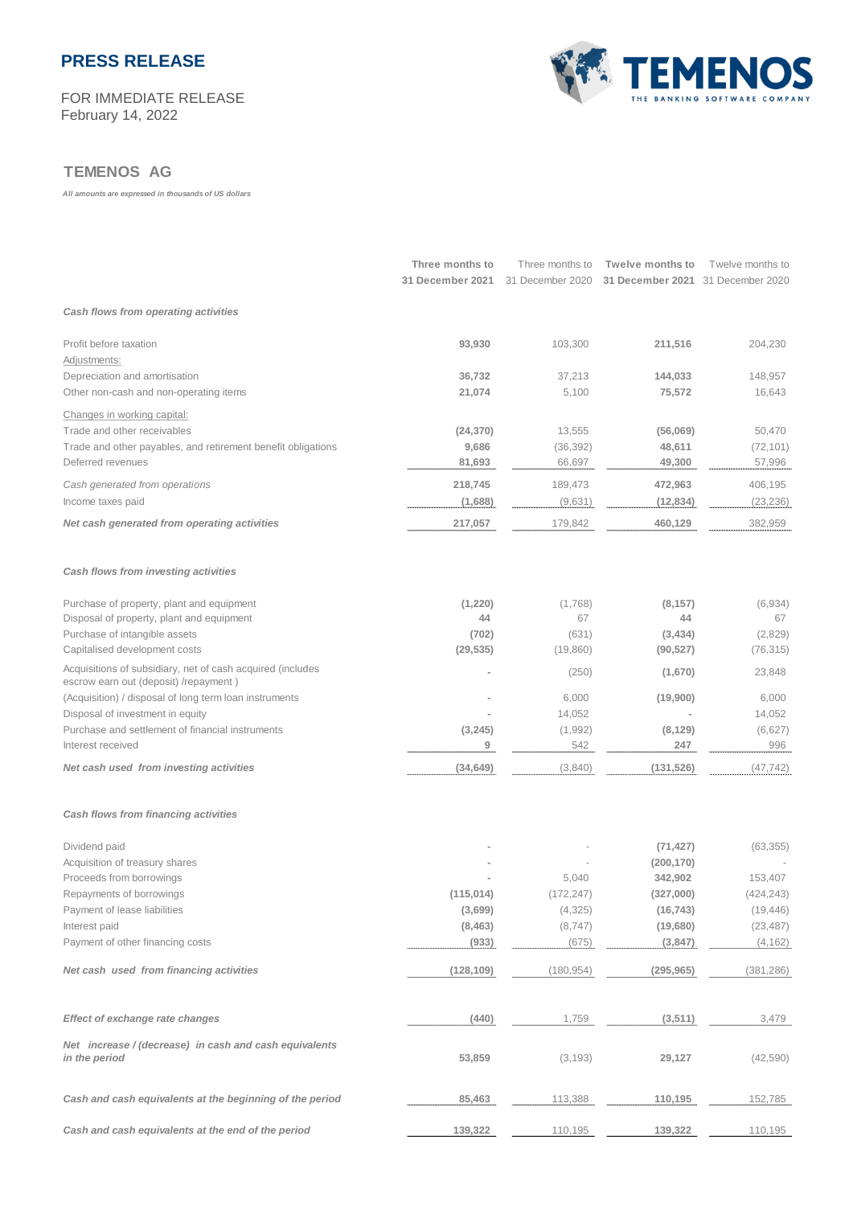**PRESS RELEASE**

FOR IMMEDIATE RELEASE
February 14, 2022

## TEMENOS AG

*All amounts are expressed in thousands of US dollars*

| | Three months to 31 December 2021 | Three months to 31 December 2020 | Twelve months to 31 December 2021 | Twelve months to 31 December 2020 |
|---|---|---|---|---|
| ***Cash flows from operating activities*** | | | | |
| Profit before taxation | **93,930** | 103,300 | **211,516** | 204,230 |
| Adjustments: | | | | |
| Depreciation and amortisation | **36,732** | 37,213 | **144,033** | 148,957 |
| Other non-cash and non-operating items | **21,074** | 5,100 | **75,572** | 16,643 |
| Changes in working capital: | | | | |
| Trade and other receivables | **(24,370)** | 13,555 | **(56,069)** | 50,470 |
| Trade and other payables, and retirement benefit obligations | **9,686** | (36,392) | **48,611** | (72,101) |
| Deferred revenues | **81,693** | 66,697 | **49,300** | 57,996 |
| *Cash generated from operations* | **218,745** | 189,473 | **472,963** | 406,195 |
| Income taxes paid | **(1,688)** | (9,631) | **(12,834)** | (23,236) |
| ***Net cash generated from operating activities*** | **217,057** | 179,842 | **460,129** | 382,959 |
| ***Cash flows from investing activities*** | | | | |
| Purchase of property, plant and equipment | **(1,220)** | (1,768) | **(8,157)** | (6,934) |
| Disposal of property, plant and equipment | **44** | 67 | **44** | 67 |
| Purchase of intangible assets | **(702)** | (631) | **(3,434)** | (2,829) |
| Capitalised development costs | **(29,535)** | (19,860) | **(90,527)** | (76,315) |
| Acquisitions of subsidiary, net of cash acquired (includes escrow earn out (deposit) /repayment ) | **-** | (250) | **(1,670)** | 23,848 |
| (Acquisition) / disposal of long term loan instruments | **-** | 6,000 | **(19,900)** | 6,000 |
| Disposal of investment in equity | **-** | 14,052 | **-** | 14,052 |
| Purchase and settlement of financial instruments | **(3,245)** | (1,992) | **(8,129)** | (6,627) |
| Interest received | **9** | 542 | **247** | 996 |
| ***Net cash used from investing activities*** | **(34,649)** | (3,840) | **(131,526)** | (47,742) |
| ***Cash flows from financing activities*** | | | | |
| Dividend paid | **-** | - | **(71,427)** | (63,355) |
| Acquisition of treasury shares | **-** | - | **(200,170)** | - |
| Proceeds from borrowings | **-** | 5,040 | **342,902** | 153,407 |
| Repayments of borrowings | **(115,014)** | (172,247) | **(327,000)** | (424,243) |
| Payment of lease liabilities | **(3,699)** | (4,325) | **(16,743)** | (19,446) |
| Interest paid | **(8,463)** | (8,747) | **(19,680)** | (23,487) |
| Payment of other financing costs | **(933)** | (675) | **(3,847)** | (4,162) |
| ***Net cash used from financing activities*** | **(128,109)** | (180,954) | **(295,965)** | (381,286) |
| ***Effect of exchange rate changes*** | **(440)** | 1,759 | **(3,511)** | 3,479 |
| ***Net increase / (decrease) in cash and cash equivalents in the period*** | **53,859** | (3,193) | **29,127** | (42,590) |
| ***Cash and cash equivalents at the beginning of the period*** | **85,463** | 113,388 | **110,195** | 152,785 |
| ***Cash and cash equivalents at the end of the period*** | **139,322** | 110,195 | **139,322** | 110,195 |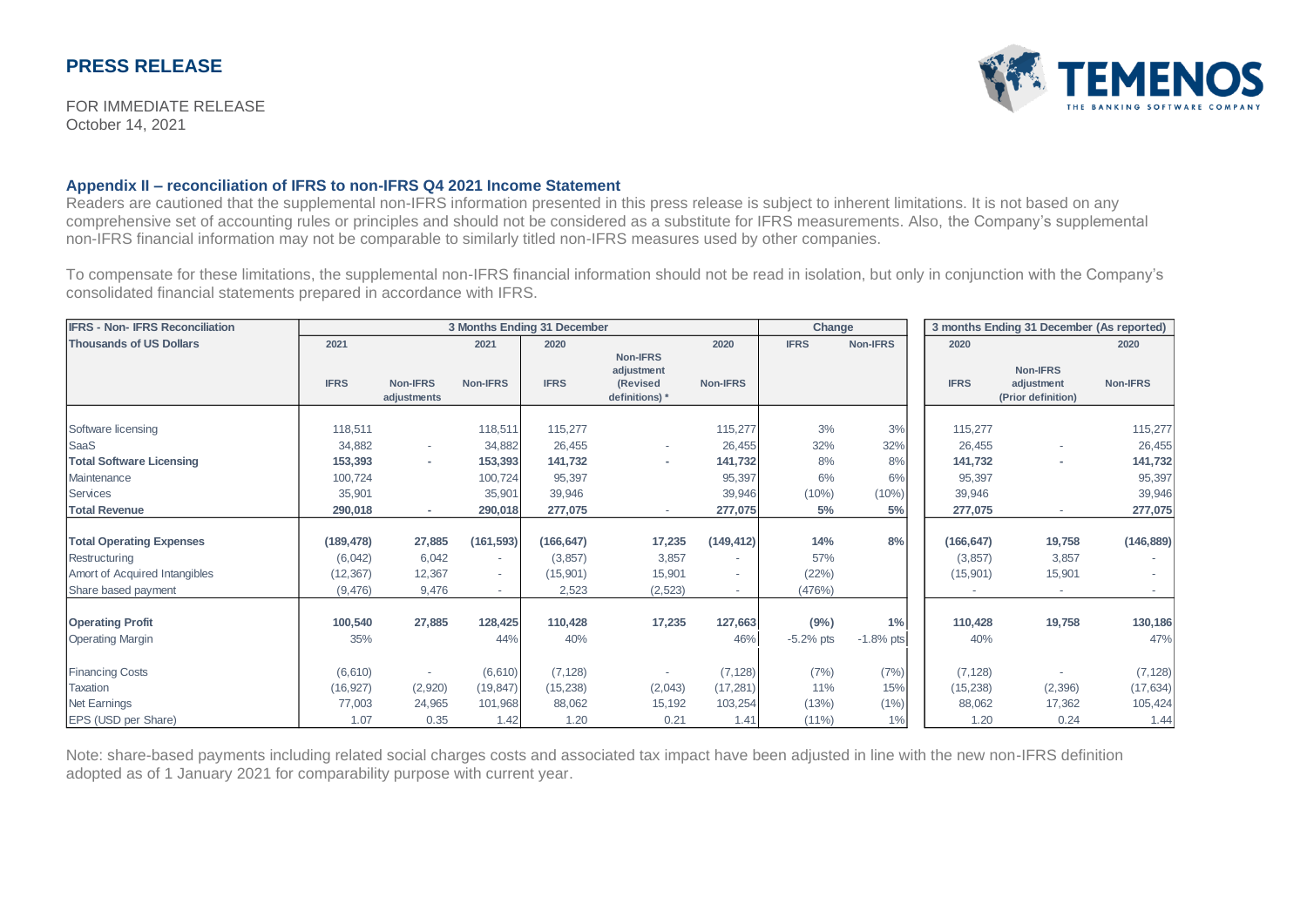## PRESS RELEASE

FOR IMMEDIATE RELEASE
October 14, 2021

### Appendix II – reconciliation of IFRS to non-IFRS Q4 2021 Income Statement

Readers are cautioned that the supplemental non-IFRS information presented in this press release is subject to inherent limitations. It is not based on any comprehensive set of accounting rules or principles and should not be considered as a substitute for IFRS measurements. Also, the Company's supplemental non-IFRS financial information may not be comparable to similarly titled non-IFRS measures used by other companies.

To compensate for these limitations, the supplemental non-IFRS financial information should not be read in isolation, but only in conjunction with the Company's consolidated financial statements prepared in accordance with IFRS.

| IFRS - Non- IFRS Reconciliation | 3 Months Ending 31 December | | | | | | Change | | 3 months Ending 31 December (As reported) | | |
|---|---|---|---|---|---|---|---|---|---|---|---|
| Thousands of US Dollars | 2021 | | 2021 | 2020 | | 2020 | IFRS | Non-IFRS | 2020 | | 2020 |
| | IFRS | Non-IFRS adjustments | Non-IFRS | IFRS | Non-IFRS adjustment (Revised definitions) * | Non-IFRS | | | IFRS | Non-IFRS adjustment (Prior definition) | Non-IFRS |
| Software licensing | 118,511 | - | 118,511 | 115,277 | | 115,277 | 3% | 3% | 115,277 | | 115,277 |
| SaaS | 34,882 | - | 34,882 | 26,455 | - | 26,455 | 32% | 32% | 26,455 | - | 26,455 |
| **Total Software Licensing** | **153,393** | **-** | **153,393** | **141,732** | **-** | **141,732** | 8% | 8% | **141,732** | **-** | **141,732** |
| Maintenance | 100,724 | | 100,724 | 95,397 | | 95,397 | 6% | 6% | 95,397 | | 95,397 |
| Services | 35,901 | | 35,901 | 39,946 | | 39,946 | (10%) | (10%) | 39,946 | | 39,946 |
| **Total Revenue** | **290,018** | **-** | **290,018** | **277,075** | - | **277,075** | **5%** | **5%** | **277,075** | - | **277,075** |
| **Total Operating Expenses** | **(189,478)** | **27,885** | **(161,593)** | **(166,647)** | **17,235** | **(149,412)** | **14%** | **8%** | **(166,647)** | **19,758** | **(146,889)** |
| Restructuring | (6,042) | 6,042 | - | (3,857) | 3,857 | - | 57% | | (3,857) | 3,857 | - |
| Amort of Acquired Intangibles | (12,367) | 12,367 | - | (15,901) | 15,901 | - | (22%) | | (15,901) | 15,901 | - |
| Share based payment | (9,476) | 9,476 | - | 2,523 | (2,523) | - | (476%) | | - | - | - |
| **Operating Profit** | **100,540** | **27,885** | **128,425** | **110,428** | **17,235** | **127,663** | **(9%)** | **1%** | **110,428** | **19,758** | **130,186** |
| Operating Margin | 35% | | 44% | 40% | | 46% | -5.2% pts | -1.8% pts | 40% | | 47% |
| Financing Costs | (6,610) | - | (6,610) | (7,128) | - | (7,128) | (7%) | (7%) | (7,128) | - | (7,128) |
| Taxation | (16,927) | (2,920) | (19,847) | (15,238) | (2,043) | (17,281) | 11% | 15% | (15,238) | (2,396) | (17,634) |
| Net Earnings | 77,003 | 24,965 | 101,968 | 88,062 | 15,192 | 103,254 | (13%) | (1%) | 88,062 | 17,362 | 105,424 |
| EPS (USD per Share) | 1.07 | 0.35 | 1.42 | 1.20 | 0.21 | 1.41 | (11%) | 1% | 1.20 | 0.24 | 1.44 |

Note: share-based payments including related social charges costs and associated tax impact have been adjusted in line with the new non-IFRS definition adopted as of 1 January 2021 for comparability purpose with current year.